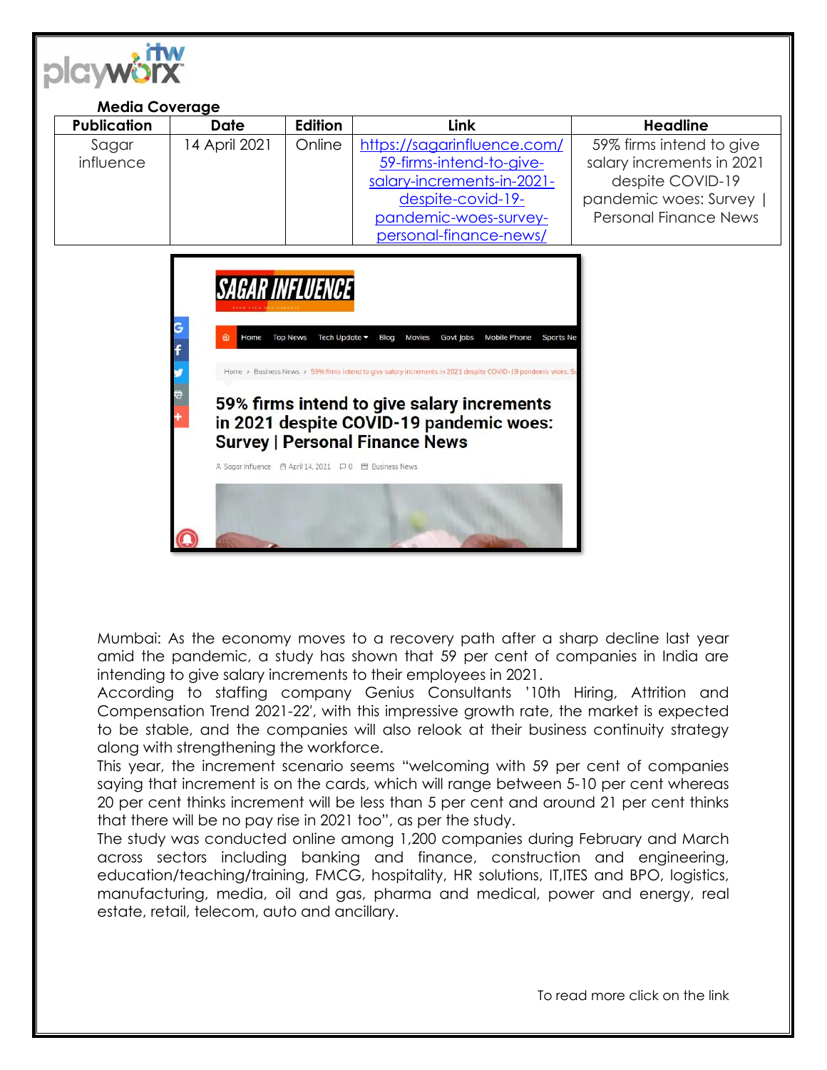**Media Coverage**

| Publication | Date | Edition | Link | Headline |
|---|---|---|---|---|
| Sagar influence | 14 April 2021 | Online | https://sagarinfluence.com/59-firms-intend-to-give-salary-increments-in-2021-despite-covid-19-pandemic-woes-survey-personal-finance-news/ | 59% firms intend to give salary increments in 2021 despite COVID-19 pandemic woes: Survey \| Personal Finance News |

Mumbai: As the economy moves to a recovery path after a sharp decline last year amid the pandemic, a study has shown that 59 per cent of companies in India are intending to give salary increments to their employees in 2021.

According to staffing company Genius Consultants '10th Hiring, Attrition and Compensation Trend 2021-22', with this impressive growth rate, the market is expected to be stable, and the companies will also relook at their business continuity strategy along with strengthening the workforce.

This year, the increment scenario seems "welcoming with 59 per cent of companies saying that increment is on the cards, which will range between 5-10 per cent whereas 20 per cent thinks increment will be less than 5 per cent and around 21 per cent thinks that there will be no pay rise in 2021 too", as per the study.

The study was conducted online among 1,200 companies during February and March across sectors including banking and finance, construction and engineering, education/teaching/training, FMCG, hospitality, HR solutions, IT,ITES and BPO, logistics, manufacturing, media, oil and gas, pharma and medical, power and energy, real estate, retail, telecom, auto and ancillary.

To read more click on the link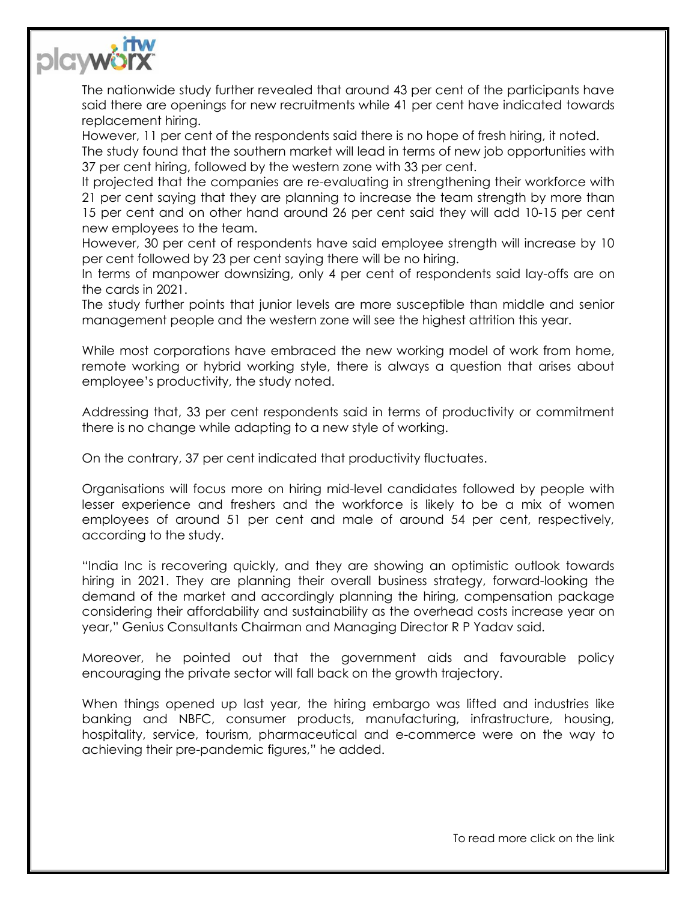The nationwide study further revealed that around 43 per cent of the participants have said there are openings for new recruitments while 41 per cent have indicated towards replacement hiring.

However, 11 per cent of the respondents said there is no hope of fresh hiring, it noted.

The study found that the southern market will lead in terms of new job opportunities with 37 per cent hiring, followed by the western zone with 33 per cent.

It projected that the companies are re-evaluating in strengthening their workforce with 21 per cent saying that they are planning to increase the team strength by more than 15 per cent and on other hand around 26 per cent said they will add 10-15 per cent new employees to the team.

However, 30 per cent of respondents have said employee strength will increase by 10 per cent followed by 23 per cent saying there will be no hiring.

In terms of manpower downsizing, only 4 per cent of respondents said lay-offs are on the cards in 2021.

The study further points that junior levels are more susceptible than middle and senior management people and the western zone will see the highest attrition this year.

While most corporations have embraced the new working model of work from home, remote working or hybrid working style, there is always a question that arises about employee's productivity, the study noted.

Addressing that, 33 per cent respondents said in terms of productivity or commitment there is no change while adapting to a new style of working.

On the contrary, 37 per cent indicated that productivity fluctuates.

Organisations will focus more on hiring mid-level candidates followed by people with lesser experience and freshers and the workforce is likely to be a mix of women employees of around 51 per cent and male of around 54 per cent, respectively, according to the study.

"India Inc is recovering quickly, and they are showing an optimistic outlook towards hiring in 2021. They are planning their overall business strategy, forward-looking the demand of the market and accordingly planning the hiring, compensation package considering their affordability and sustainability as the overhead costs increase year on year," Genius Consultants Chairman and Managing Director R P Yadav said.

Moreover, he pointed out that the government aids and favourable policy encouraging the private sector will fall back on the growth trajectory.

When things opened up last year, the hiring embargo was lifted and industries like banking and NBFC, consumer products, manufacturing, infrastructure, housing, hospitality, service, tourism, pharmaceutical and e-commerce were on the way to achieving their pre-pandemic figures," he added.

To read more click on the link